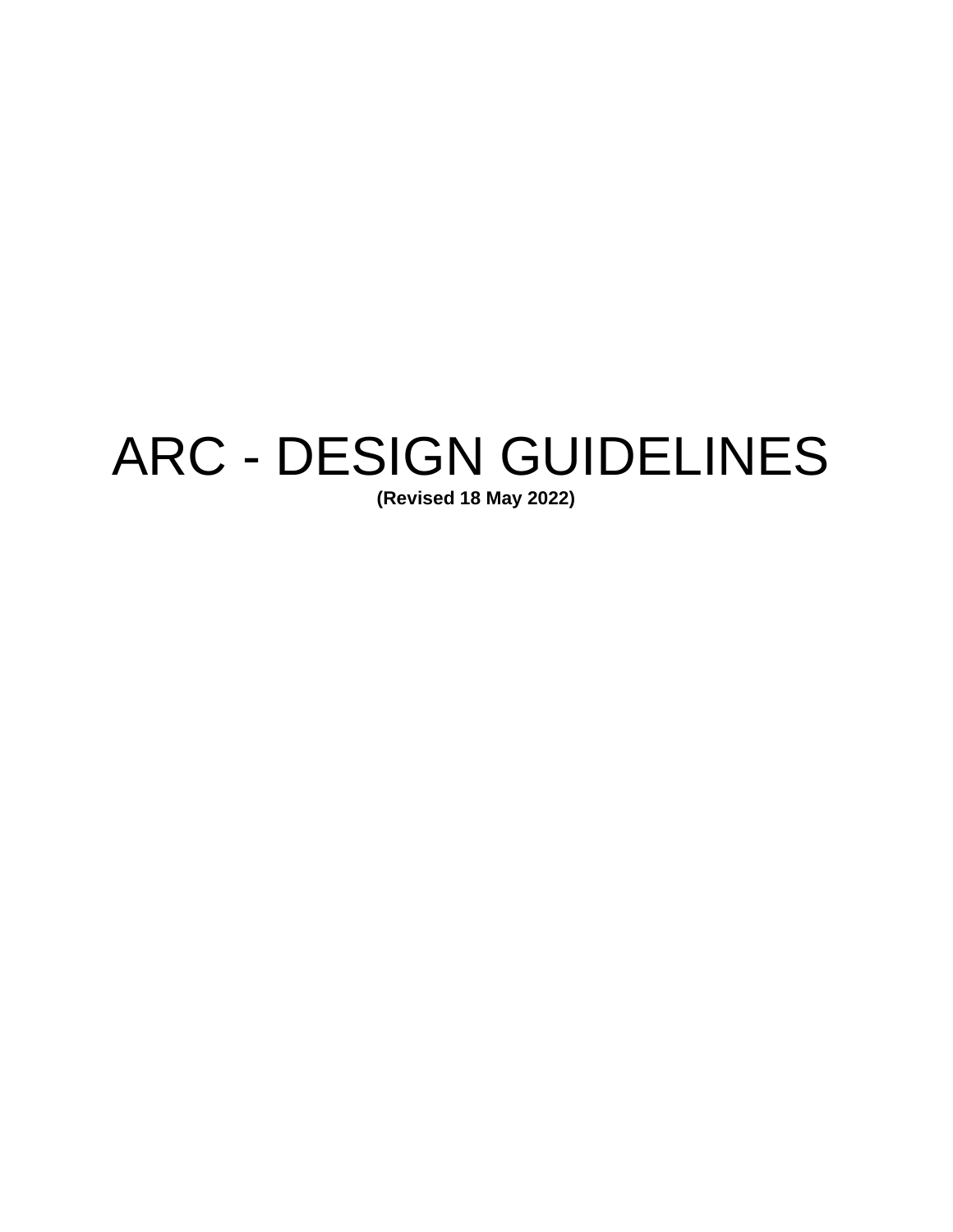# ARC - DESIGN GUIDELINES

**(Revised 18 May 2022)**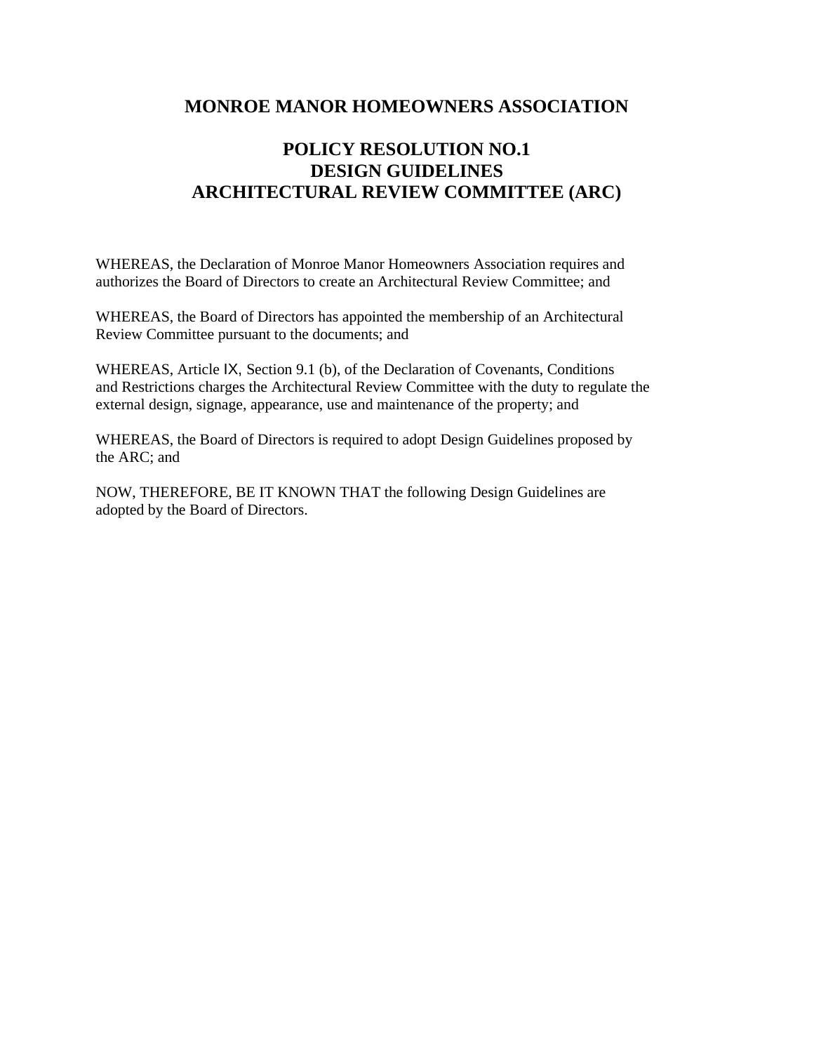# MONROE MANOR HOMEOWNERS ASSOCIATION

## POLICY RESOLUTION NO.1
## DESIGN GUIDELINES
## ARCHITECTURAL REVIEW COMMITTEE (ARC)

WHEREAS, the Declaration of Monroe Manor Homeowners Association requires and authorizes the Board of Directors to create an Architectural Review Committee; and

WHEREAS, the Board of Directors has appointed the membership of an Architectural Review Committee pursuant to the documents; and

WHEREAS, Article IX, Section 9.1 (b), of the Declaration of Covenants, Conditions and Restrictions charges the Architectural Review Committee with the duty to regulate the external design, signage, appearance, use and maintenance of the property; and

WHEREAS, the Board of Directors is required to adopt Design Guidelines proposed by the ARC; and

NOW, THEREFORE, BE IT KNOWN THAT the following Design Guidelines are adopted by the Board of Directors.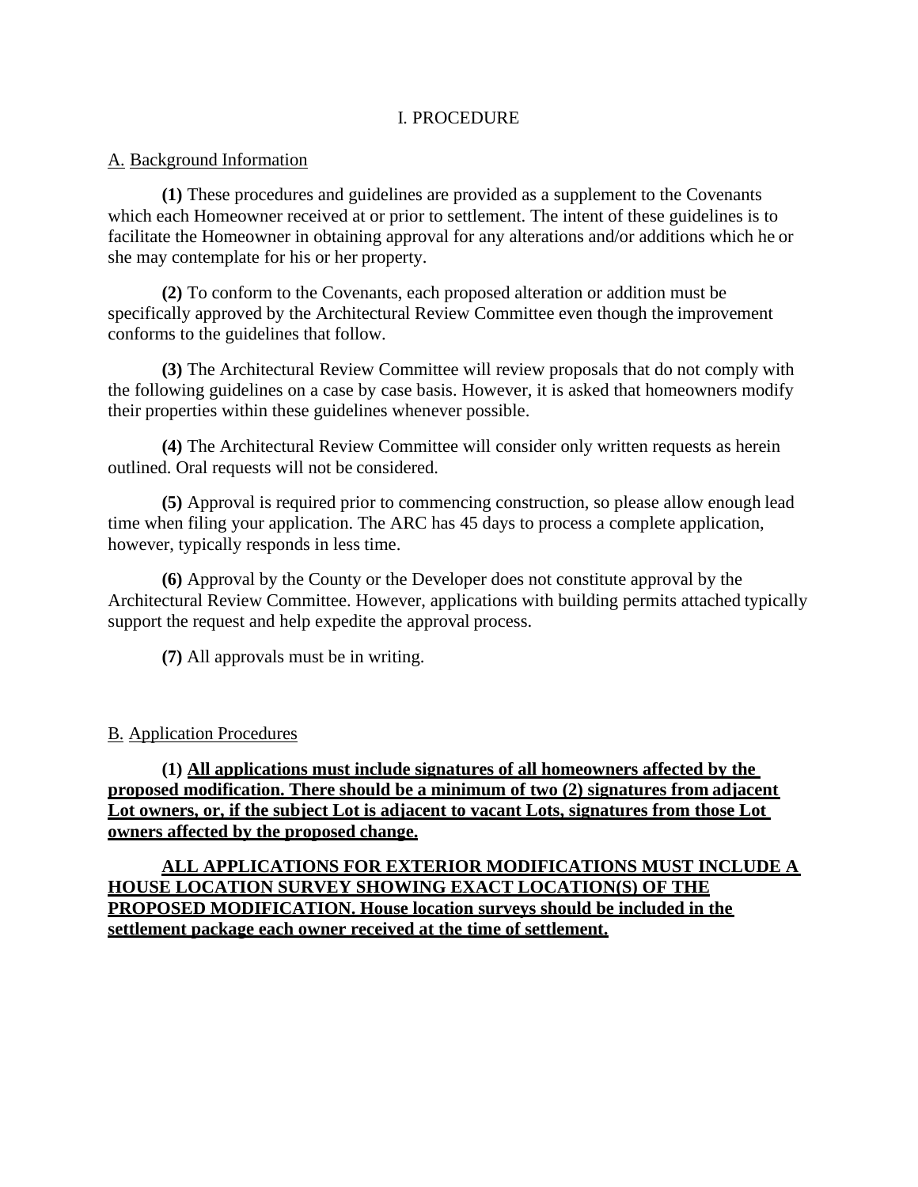# I. PROCEDURE

## A. Background Information

**(1)** These procedures and guidelines are provided as a supplement to the Covenants which each Homeowner received at or prior to settlement. The intent of these guidelines is to facilitate the Homeowner in obtaining approval for any alterations and/or additions which he or she may contemplate for his or her property.

**(2)** To conform to the Covenants, each proposed alteration or addition must be specifically approved by the Architectural Review Committee even though the improvement conforms to the guidelines that follow.

**(3)** The Architectural Review Committee will review proposals that do not comply with the following guidelines on a case by case basis. However, it is asked that homeowners modify their properties within these guidelines whenever possible.

**(4)** The Architectural Review Committee will consider only written requests as herein outlined. Oral requests will not be considered.

**(5)** Approval is required prior to commencing construction, so please allow enough lead time when filing your application. The ARC has 45 days to process a complete application, however, typically responds in less time.

**(6)** Approval by the County or the Developer does not constitute approval by the Architectural Review Committee. However, applications with building permits attached typically support the request and help expedite the approval process.

**(7)** All approvals must be in writing.

## B. Application Procedures

**(1) All applications must include signatures of all homeowners affected by the proposed modification. There should be a minimum of two (2) signatures from adjacent Lot owners, or, if the subject Lot is adjacent to vacant Lots, signatures from those Lot owners affected by the proposed change.**

**ALL APPLICATIONS FOR EXTERIOR MODIFICATIONS MUST INCLUDE A HOUSE LOCATION SURVEY SHOWING EXACT LOCATION(S) OF THE PROPOSED MODIFICATION. House location surveys should be included in the settlement package each owner received at the time of settlement.**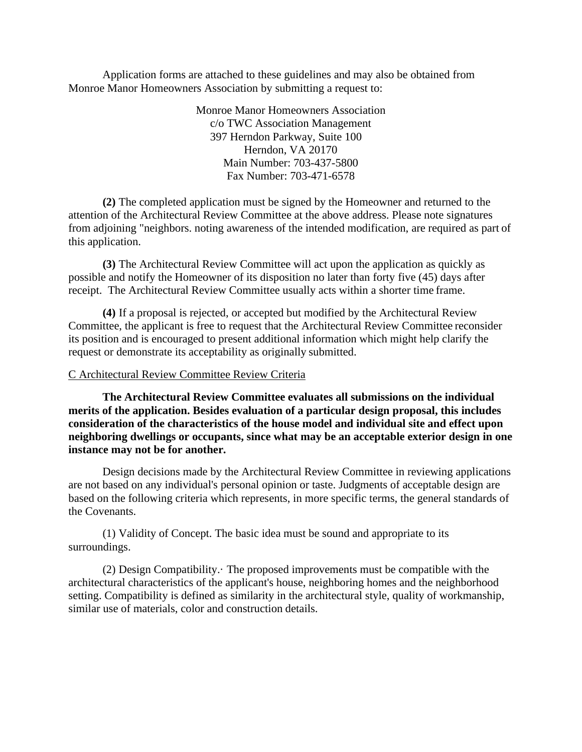Application forms are attached to these guidelines and may also be obtained from Monroe Manor Homeowners Association by submitting a request to:

Monroe Manor Homeowners Association
c/o TWC Association Management
397 Herndon Parkway, Suite 100
Herndon, VA 20170
Main Number: 703-437-5800
Fax Number: 703-471-6578

**(2)** The completed application must be signed by the Homeowner and returned to the attention of the Architectural Review Committee at the above address. Please note signatures from adjoining "neighbors. noting awareness of the intended modification, are required as part of this application.

**(3)** The Architectural Review Committee will act upon the application as quickly as possible and notify the Homeowner of its disposition no later than forty five (45) days after receipt. The Architectural Review Committee usually acts within a shorter time frame.

**(4)** If a proposal is rejected, or accepted but modified by the Architectural Review Committee, the applicant is free to request that the Architectural Review Committee reconsider its position and is encouraged to present additional information which might help clarify the request or demonstrate its acceptability as originally submitted.

C Architectural Review Committee Review Criteria

**The Architectural Review Committee evaluates all submissions on the individual merits of the application. Besides evaluation of a particular design proposal, this includes consideration of the characteristics of the house model and individual site and effect upon neighboring dwellings or occupants, since what may be an acceptable exterior design in one instance may not be for another.**

Design decisions made by the Architectural Review Committee in reviewing applications are not based on any individual's personal opinion or taste. Judgments of acceptable design are based on the following criteria which represents, in more specific terms, the general standards of the Covenants.

(1) Validity of Concept. The basic idea must be sound and appropriate to its surroundings.

(2) Design Compatibility.· The proposed improvements must be compatible with the architectural characteristics of the applicant's house, neighboring homes and the neighborhood setting. Compatibility is defined as similarity in the architectural style, quality of workmanship, similar use of materials, color and construction details.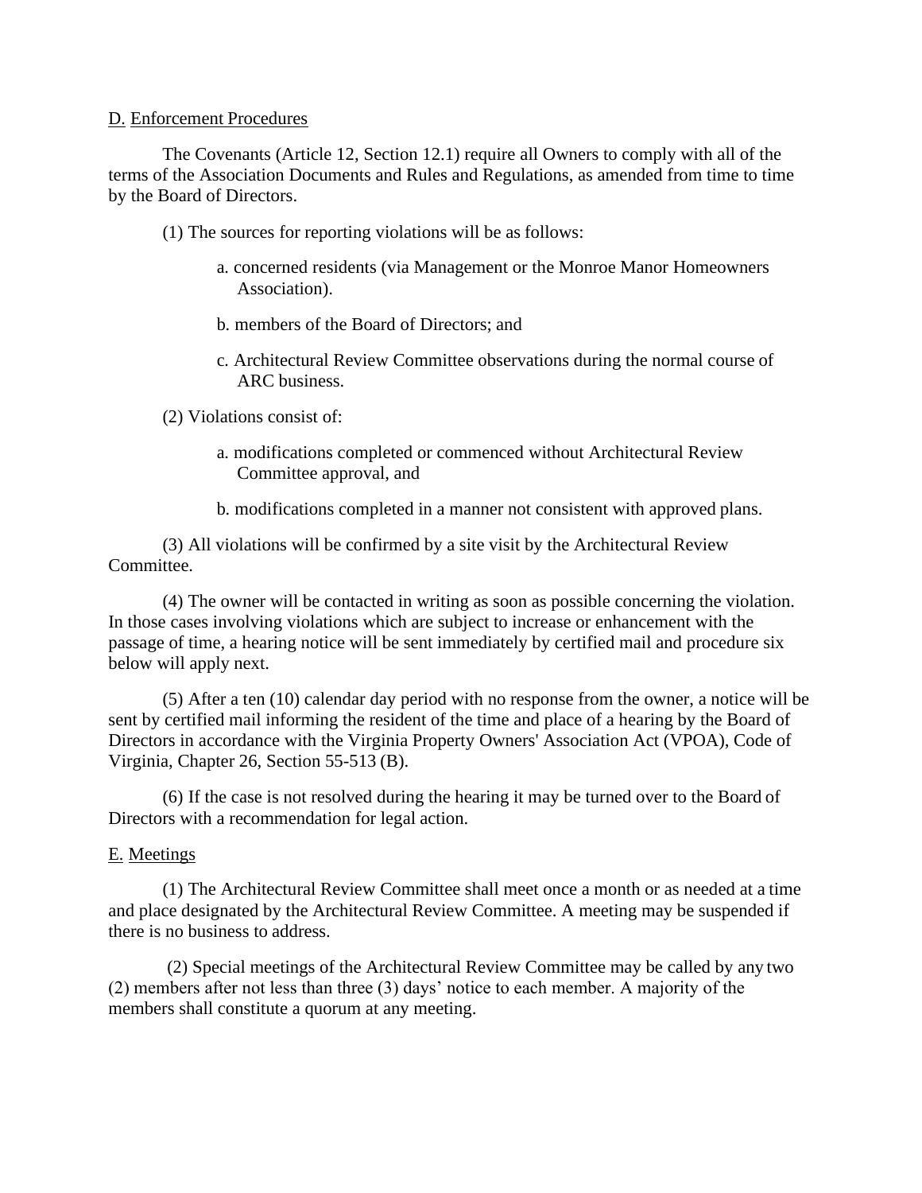D. Enforcement Procedures

The Covenants (Article 12, Section 12.1) require all Owners to comply with all of the terms of the Association Documents and Rules and Regulations, as amended from time to time by the Board of Directors.

(1) The sources for reporting violations will be as follows:

  a. concerned residents (via Management or the Monroe Manor Homeowners Association).

  b. members of the Board of Directors; and

  c. Architectural Review Committee observations during the normal course of ARC business.

(2) Violations consist of:

  a. modifications completed or commenced without Architectural Review Committee approval, and

  b. modifications completed in a manner not consistent with approved plans.

(3) All violations will be confirmed by a site visit by the Architectural Review Committee.

(4) The owner will be contacted in writing as soon as possible concerning the violation. In those cases involving violations which are subject to increase or enhancement with the passage of time, a hearing notice will be sent immediately by certified mail and procedure six below will apply next.

(5) After a ten (10) calendar day period with no response from the owner, a notice will be sent by certified mail informing the resident of the time and place of a hearing by the Board of Directors in accordance with the Virginia Property Owners' Association Act (VPOA), Code of Virginia, Chapter 26, Section 55-513 (B).

(6) If the case is not resolved during the hearing it may be turned over to the Board of Directors with a recommendation for legal action.

E. Meetings

(1) The Architectural Review Committee shall meet once a month or as needed at a time and place designated by the Architectural Review Committee. A meeting may be suspended if there is no business to address.

(2) Special meetings of the Architectural Review Committee may be called by any two (2) members after not less than three (3) days' notice to each member. A majority of the members shall constitute a quorum at any meeting.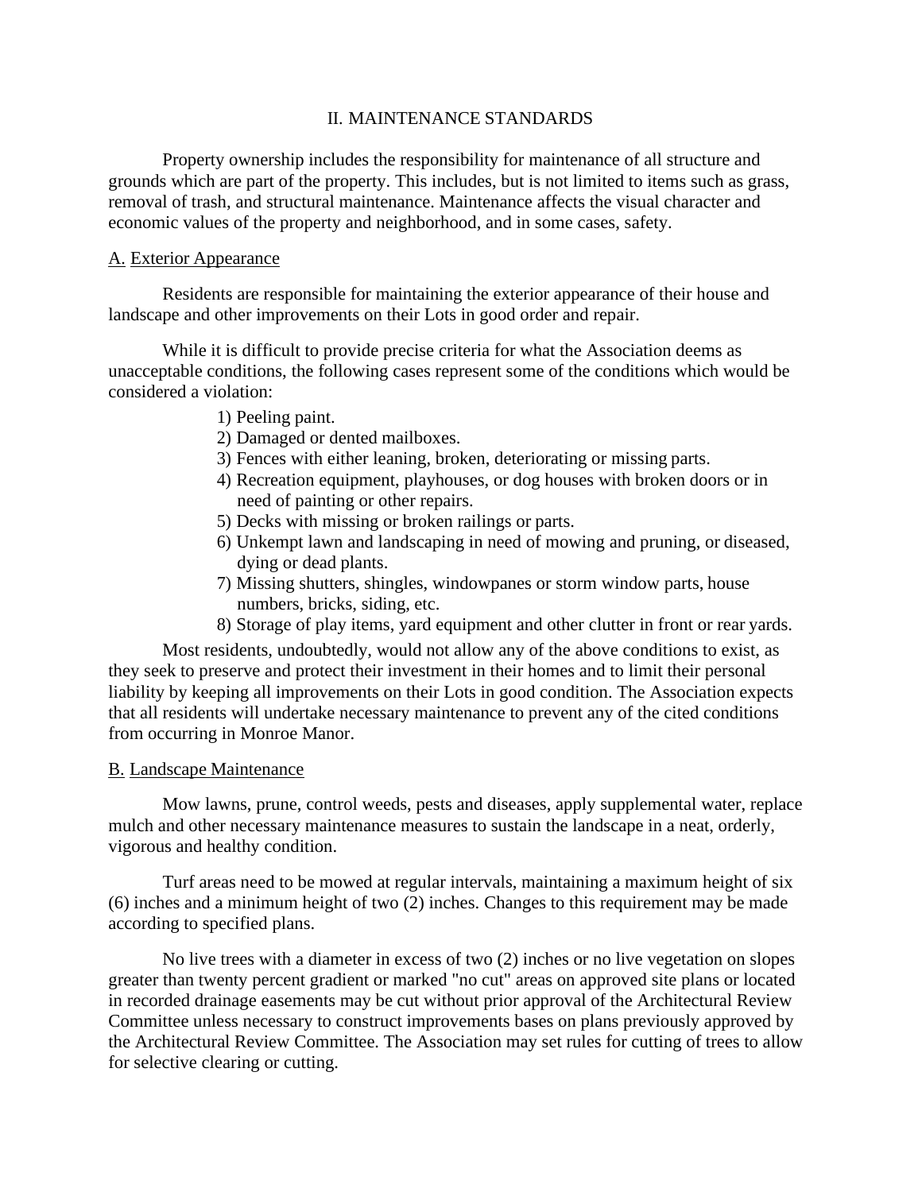## II. MAINTENANCE STANDARDS

Property ownership includes the responsibility for maintenance of all structure and grounds which are part of the property. This includes, but is not limited to items such as grass, removal of trash, and structural maintenance. Maintenance affects the visual character and economic values of the property and neighborhood, and in some cases, safety.

### A. Exterior Appearance

Residents are responsible for maintaining the exterior appearance of their house and landscape and other improvements on their Lots in good order and repair.

While it is difficult to provide precise criteria for what the Association deems as unacceptable conditions, the following cases represent some of the conditions which would be considered a violation:

1) Peeling paint.
2) Damaged or dented mailboxes.
3) Fences with either leaning, broken, deteriorating or missing parts.
4) Recreation equipment, playhouses, or dog houses with broken doors or in need of painting or other repairs.
5) Decks with missing or broken railings or parts.
6) Unkempt lawn and landscaping in need of mowing and pruning, or diseased, dying or dead plants.
7) Missing shutters, shingles, windowpanes or storm window parts, house numbers, bricks, siding, etc.
8) Storage of play items, yard equipment and other clutter in front or rear yards.

Most residents, undoubtedly, would not allow any of the above conditions to exist, as they seek to preserve and protect their investment in their homes and to limit their personal liability by keeping all improvements on their Lots in good condition. The Association expects that all residents will undertake necessary maintenance to prevent any of the cited conditions from occurring in Monroe Manor.

### B. Landscape Maintenance

Mow lawns, prune, control weeds, pests and diseases, apply supplemental water, replace mulch and other necessary maintenance measures to sustain the landscape in a neat, orderly, vigorous and healthy condition.

Turf areas need to be mowed at regular intervals, maintaining a maximum height of six (6) inches and a minimum height of two (2) inches. Changes to this requirement may be made according to specified plans.

No live trees with a diameter in excess of two (2) inches or no live vegetation on slopes greater than twenty percent gradient or marked "no cut" areas on approved site plans or located in recorded drainage easements may be cut without prior approval of the Architectural Review Committee unless necessary to construct improvements bases on plans previously approved by the Architectural Review Committee. The Association may set rules for cutting of trees to allow for selective clearing or cutting.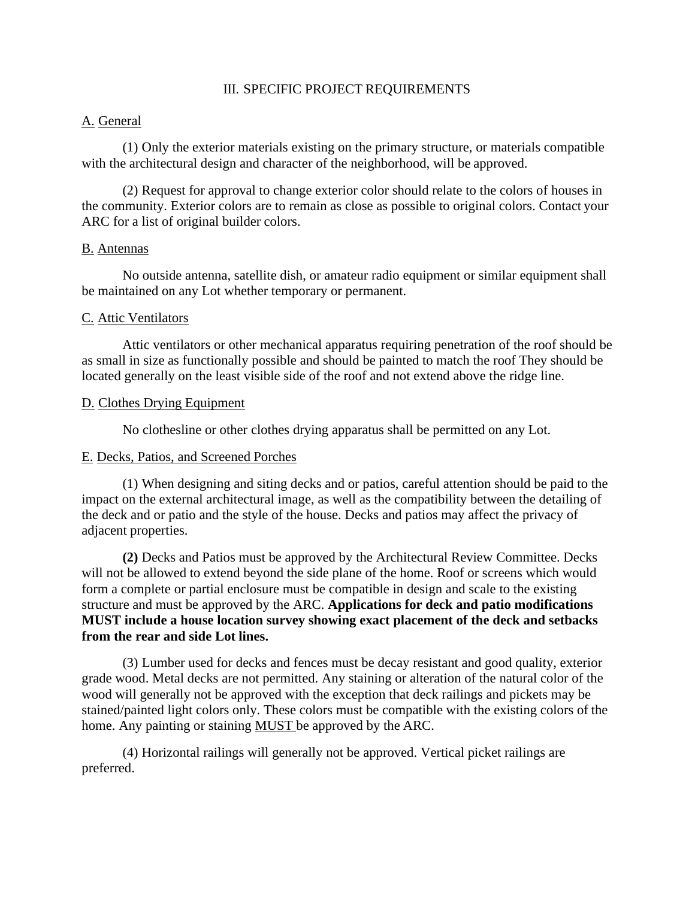# III. SPECIFIC PROJECT REQUIREMENTS

## A. General

(1) Only the exterior materials existing on the primary structure, or materials compatible with the architectural design and character of the neighborhood, will be approved.

(2) Request for approval to change exterior color should relate to the colors of houses in the community. Exterior colors are to remain as close as possible to original colors. Contact your ARC for a list of original builder colors.

## B. Antennas

No outside antenna, satellite dish, or amateur radio equipment or similar equipment shall be maintained on any Lot whether temporary or permanent.

## C. Attic Ventilators

Attic ventilators or other mechanical apparatus requiring penetration of the roof should be as small in size as functionally possible and should be painted to match the roof They should be located generally on the least visible side of the roof and not extend above the ridge line.

## D. Clothes Drying Equipment

No clothesline or other clothes drying apparatus shall be permitted on any Lot.

## E. Decks, Patios, and Screened Porches

(1) When designing and siting decks and or patios, careful attention should be paid to the impact on the external architectural image, as well as the compatibility between the detailing of the deck and or patio and the style of the house. Decks and patios may affect the privacy of adjacent properties.

**(2)** Decks and Patios must be approved by the Architectural Review Committee. Decks will not be allowed to extend beyond the side plane of the home. Roof or screens which would form a complete or partial enclosure must be compatible in design and scale to the existing structure and must be approved by the ARC. **Applications for deck and patio modifications MUST include a house location survey showing exact placement of the deck and setbacks from the rear and side Lot lines.**

(3) Lumber used for decks and fences must be decay resistant and good quality, exterior grade wood. Metal decks are not permitted. Any staining or alteration of the natural color of the wood will generally not be approved with the exception that deck railings and pickets may be stained/painted light colors only. These colors must be compatible with the existing colors of the home. Any painting or staining MUST be approved by the ARC.

(4) Horizontal railings will generally not be approved. Vertical picket railings are preferred.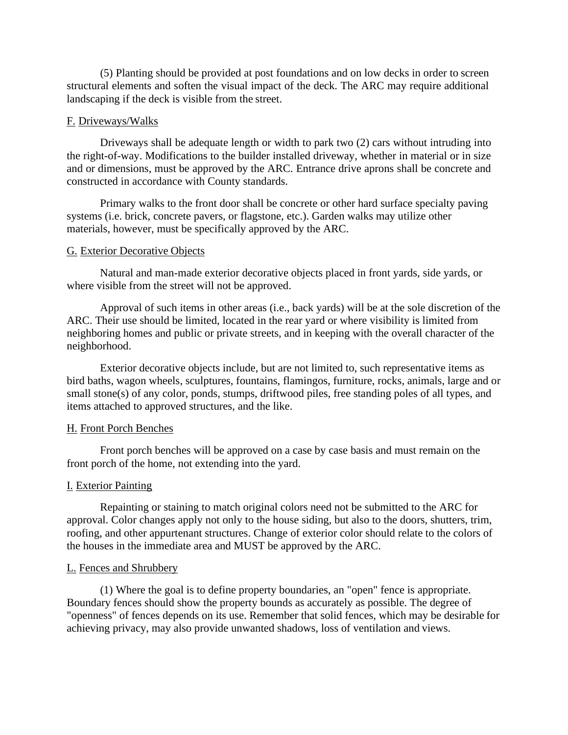(5) Planting should be provided at post foundations and on low decks in order to screen structural elements and soften the visual impact of the deck. The ARC may require additional landscaping if the deck is visible from the street.

F. Driveways/Walks

Driveways shall be adequate length or width to park two (2) cars without intruding into the right-of-way. Modifications to the builder installed driveway, whether in material or in size and or dimensions, must be approved by the ARC. Entrance drive aprons shall be concrete and constructed in accordance with County standards.

Primary walks to the front door shall be concrete or other hard surface specialty paving systems (i.e. brick, concrete pavers, or flagstone, etc.). Garden walks may utilize other materials, however, must be specifically approved by the ARC.

G. Exterior Decorative Objects

Natural and man-made exterior decorative objects placed in front yards, side yards, or where visible from the street will not be approved.

Approval of such items in other areas (i.e., back yards) will be at the sole discretion of the ARC. Their use should be limited, located in the rear yard or where visibility is limited from neighboring homes and public or private streets, and in keeping with the overall character of the neighborhood.

Exterior decorative objects include, but are not limited to, such representative items as bird baths, wagon wheels, sculptures, fountains, flamingos, furniture, rocks, animals, large and or small stone(s) of any color, ponds, stumps, driftwood piles, free standing poles of all types, and items attached to approved structures, and the like.

H. Front Porch Benches

Front porch benches will be approved on a case by case basis and must remain on the front porch of the home, not extending into the yard.

I. Exterior Painting

Repainting or staining to match original colors need not be submitted to the ARC for approval. Color changes apply not only to the house siding, but also to the doors, shutters, trim, roofing, and other appurtenant structures. Change of exterior color should relate to the colors of the houses in the immediate area and MUST be approved by the ARC.

L. Fences and Shrubbery

(1) Where the goal is to define property boundaries, an "open" fence is appropriate. Boundary fences should show the property bounds as accurately as possible. The degree of "openness" of fences depends on its use. Remember that solid fences, which may be desirable for achieving privacy, may also provide unwanted shadows, loss of ventilation and views.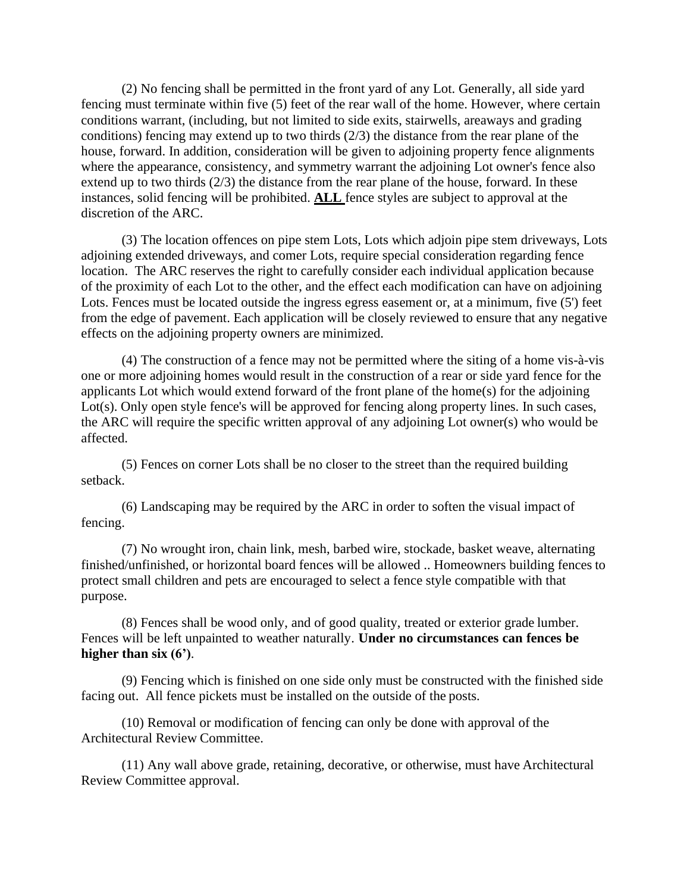(2) No fencing shall be permitted in the front yard of any Lot. Generally, all side yard fencing must terminate within five (5) feet of the rear wall of the home. However, where certain conditions warrant, (including, but not limited to side exits, stairwells, areaways and grading conditions) fencing may extend up to two thirds (2/3) the distance from the rear plane of the house, forward. In addition, consideration will be given to adjoining property fence alignments where the appearance, consistency, and symmetry warrant the adjoining Lot owner's fence also extend up to two thirds (2/3) the distance from the rear plane of the house, forward. In these instances, solid fencing will be prohibited. **ALL** fence styles are subject to approval at the discretion of the ARC.

(3) The location offences on pipe stem Lots, Lots which adjoin pipe stem driveways, Lots adjoining extended driveways, and comer Lots, require special consideration regarding fence location. The ARC reserves the right to carefully consider each individual application because of the proximity of each Lot to the other, and the effect each modification can have on adjoining Lots. Fences must be located outside the ingress egress easement or, at a minimum, five (5') feet from the edge of pavement. Each application will be closely reviewed to ensure that any negative effects on the adjoining property owners are minimized.

(4) The construction of a fence may not be permitted where the siting of a home vis-à-vis one or more adjoining homes would result in the construction of a rear or side yard fence for the applicants Lot which would extend forward of the front plane of the home(s) for the adjoining Lot(s). Only open style fence's will be approved for fencing along property lines. In such cases, the ARC will require the specific written approval of any adjoining Lot owner(s) who would be affected.

(5) Fences on corner Lots shall be no closer to the street than the required building setback.

(6) Landscaping may be required by the ARC in order to soften the visual impact of fencing.

(7) No wrought iron, chain link, mesh, barbed wire, stockade, basket weave, alternating finished/unfinished, or horizontal board fences will be allowed .. Homeowners building fences to protect small children and pets are encouraged to select a fence style compatible with that purpose.

(8) Fences shall be wood only, and of good quality, treated or exterior grade lumber. Fences will be left unpainted to weather naturally. **Under no circumstances can fences be higher than six (6')**.

(9) Fencing which is finished on one side only must be constructed with the finished side facing out. All fence pickets must be installed on the outside of the posts.

(10) Removal or modification of fencing can only be done with approval of the Architectural Review Committee.

(11) Any wall above grade, retaining, decorative, or otherwise, must have Architectural Review Committee approval.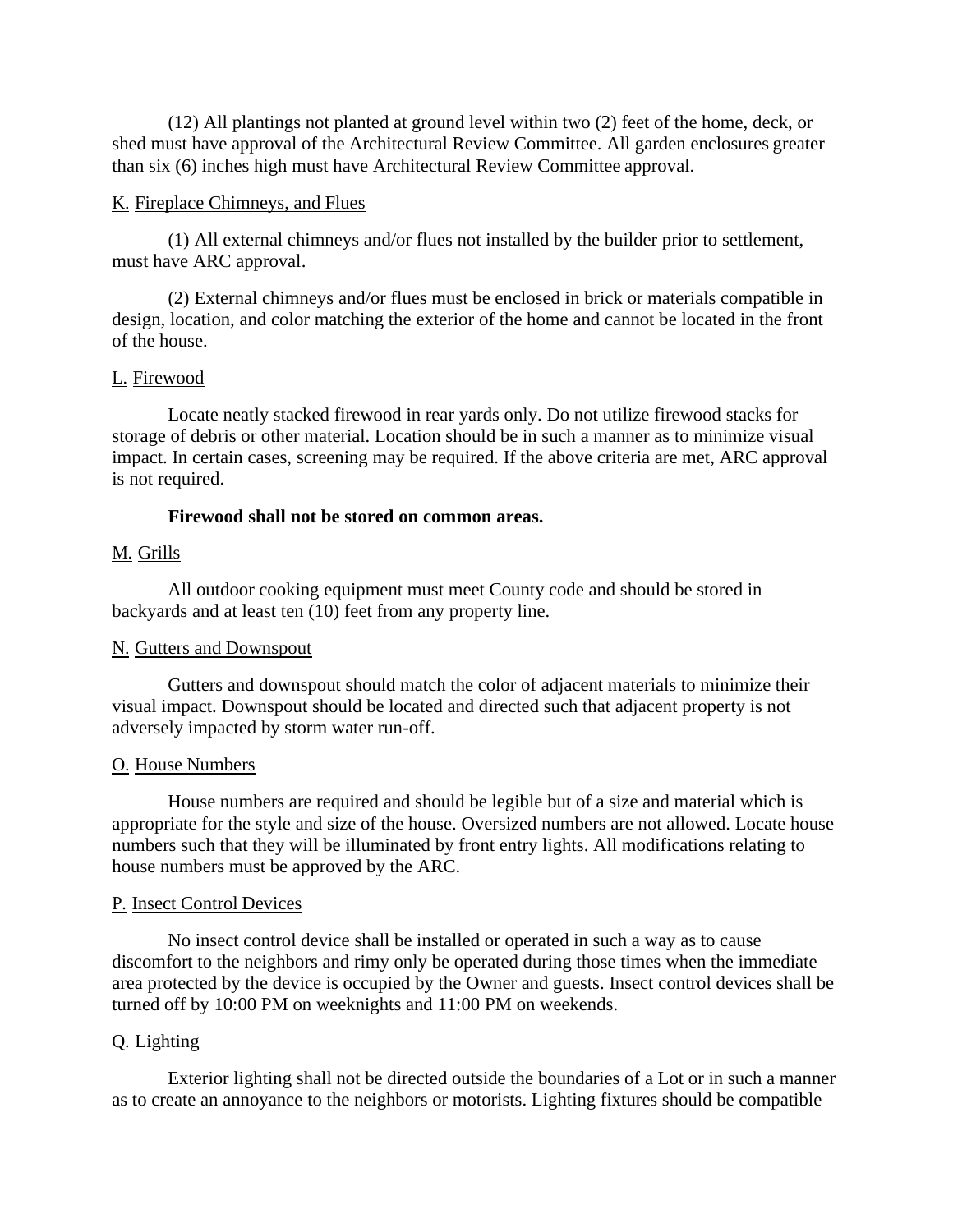(12) All plantings not planted at ground level within two (2) feet of the home, deck, or shed must have approval of the Architectural Review Committee. All garden enclosures greater than six (6) inches high must have Architectural Review Committee approval.

<u>K.</u> <u>Fireplace Chimneys, and Flues</u>

(1) All external chimneys and/or flues not installed by the builder prior to settlement, must have ARC approval.

(2) External chimneys and/or flues must be enclosed in brick or materials compatible in design, location, and color matching the exterior of the home and cannot be located in the front of the house.

<u>L.</u> <u>Firewood</u>

Locate neatly stacked firewood in rear yards only. Do not utilize firewood stacks for storage of debris or other material. Location should be in such a manner as to minimize visual impact. In certain cases, screening may be required. If the above criteria are met, ARC approval is not required.

**Firewood shall not be stored on common areas.**

<u>M.</u> <u>Grills</u>

All outdoor cooking equipment must meet County code and should be stored in backyards and at least ten (10) feet from any property line.

<u>N.</u> <u>Gutters and Downspout</u>

Gutters and downspout should match the color of adjacent materials to minimize their visual impact. Downspout should be located and directed such that adjacent property is not adversely impacted by storm water run-off.

<u>O.</u> <u>House Numbers</u>

House numbers are required and should be legible but of a size and material which is appropriate for the style and size of the house. Oversized numbers are not allowed. Locate house numbers such that they will be illuminated by front entry lights. All modifications relating to house numbers must be approved by the ARC.

<u>P.</u> <u>Insect Control Devices</u>

No insect control device shall be installed or operated in such a way as to cause discomfort to the neighbors and rimy only be operated during those times when the immediate area protected by the device is occupied by the Owner and guests. Insect control devices shall be turned off by 10:00 PM on weeknights and 11:00 PM on weekends.

<u>Q.</u> <u>Lighting</u>

Exterior lighting shall not be directed outside the boundaries of a Lot or in such a manner as to create an annoyance to the neighbors or motorists. Lighting fixtures should be compatible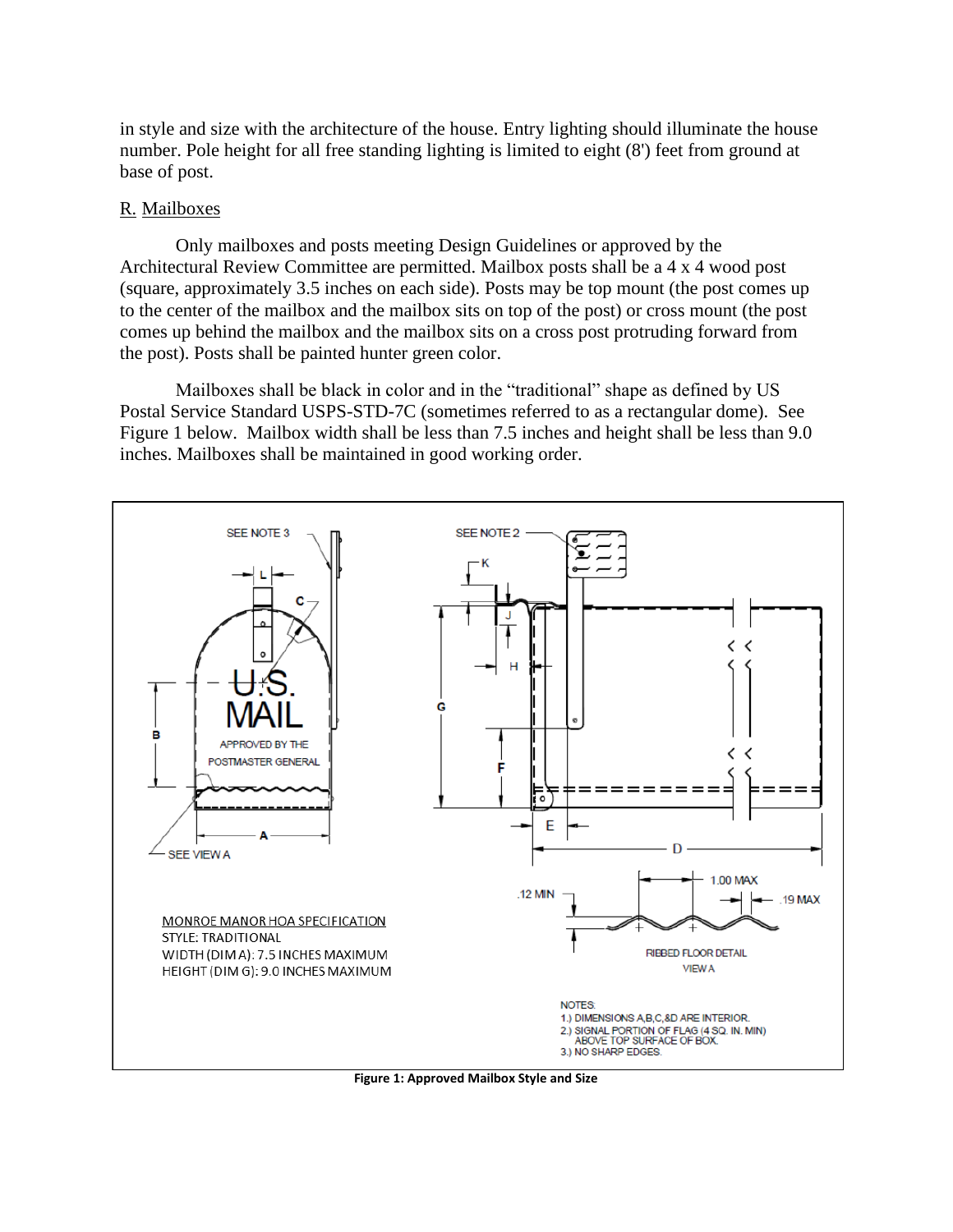in style and size with the architecture of the house. Entry lighting should illuminate the house number. Pole height for all free standing lighting is limited to eight (8') feet from ground at base of post.

R. Mailboxes

Only mailboxes and posts meeting Design Guidelines or approved by the Architectural Review Committee are permitted. Mailbox posts shall be a 4 x 4 wood post (square, approximately 3.5 inches on each side). Posts may be top mount (the post comes up to the center of the mailbox and the mailbox sits on top of the post) or cross mount (the post comes up behind the mailbox and the mailbox sits on a cross post protruding forward from the post). Posts shall be painted hunter green color.

Mailboxes shall be black in color and in the "traditional" shape as defined by US Postal Service Standard USPS-STD-7C (sometimes referred to as a rectangular dome). See Figure 1 below. Mailbox width shall be less than 7.5 inches and height shall be less than 9.0 inches. Mailboxes shall be maintained in good working order.

MONROE MANOR HOA SPECIFICATION
STYLE: TRADITIONAL
WIDTH (DIM A): 7.5 INCHES MAXIMUM
HEIGHT (DIM G): 9.0 INCHES MAXIMUM

NOTES:
1.) DIMENSIONS A,B,C,&D ARE INTERIOR.
2.) SIGNAL PORTION OF FLAG (4 SQ. IN. MIN) ABOVE TOP SURFACE OF BOX.
3.) NO SHARP EDGES.

**Figure 1: Approved Mailbox Style and Size**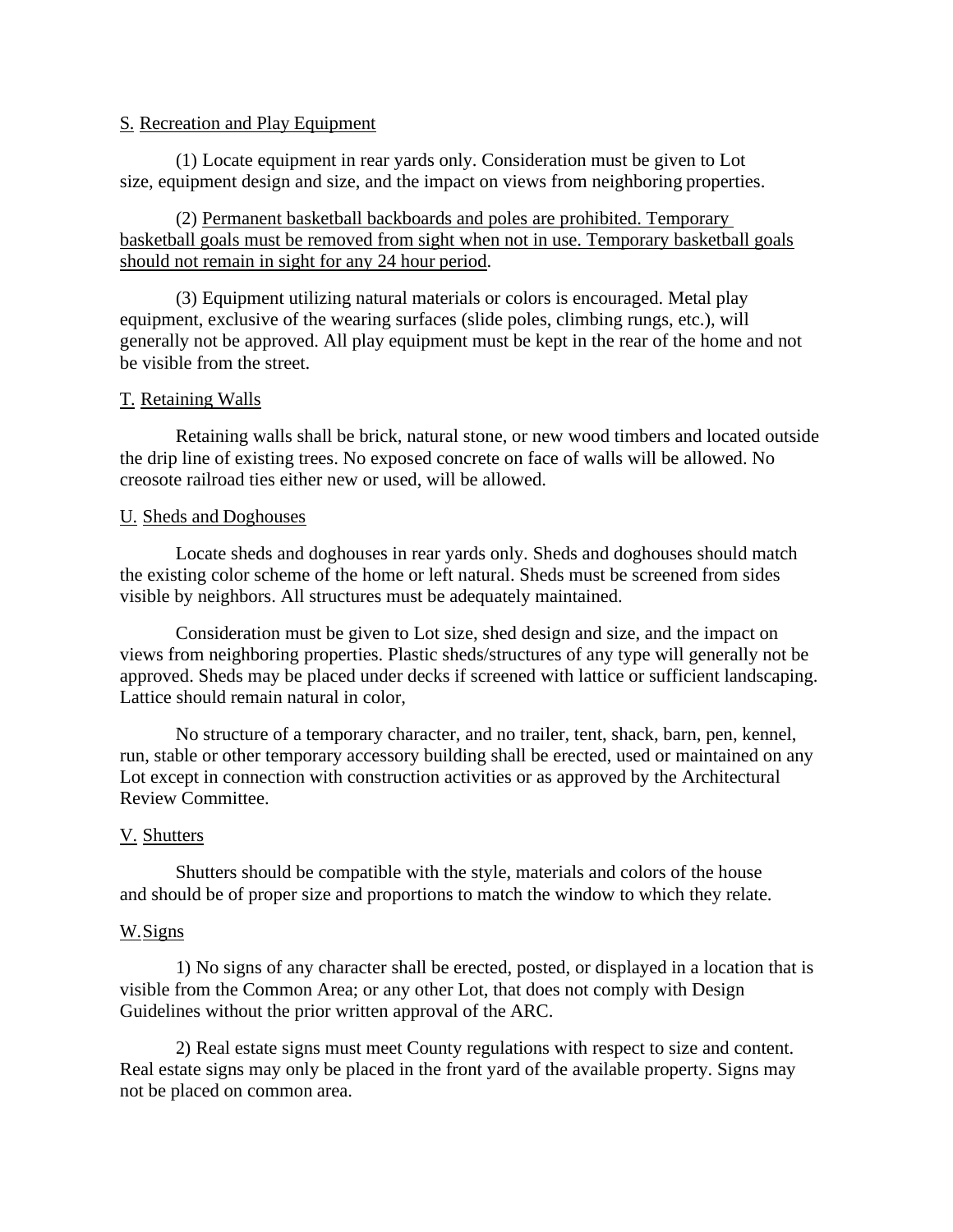S. Recreation and Play Equipment

(1) Locate equipment in rear yards only. Consideration must be given to Lot size, equipment design and size, and the impact on views from neighboring properties.

(2) Permanent basketball backboards and poles are prohibited. Temporary basketball goals must be removed from sight when not in use. Temporary basketball goals should not remain in sight for any 24 hour period.

(3) Equipment utilizing natural materials or colors is encouraged. Metal play equipment, exclusive of the wearing surfaces (slide poles, climbing rungs, etc.), will generally not be approved. All play equipment must be kept in the rear of the home and not be visible from the street.

T. Retaining Walls

Retaining walls shall be brick, natural stone, or new wood timbers and located outside the drip line of existing trees. No exposed concrete on face of walls will be allowed. No creosote railroad ties either new or used, will be allowed.

U. Sheds and Doghouses

Locate sheds and doghouses in rear yards only. Sheds and doghouses should match the existing color scheme of the home or left natural. Sheds must be screened from sides visible by neighbors. All structures must be adequately maintained.

Consideration must be given to Lot size, shed design and size, and the impact on views from neighboring properties. Plastic sheds/structures of any type will generally not be approved. Sheds may be placed under decks if screened with lattice or sufficient landscaping. Lattice should remain natural in color,

No structure of a temporary character, and no trailer, tent, shack, barn, pen, kennel, run, stable or other temporary accessory building shall be erected, used or maintained on any Lot except in connection with construction activities or as approved by the Architectural Review Committee.

V. Shutters

Shutters should be compatible with the style, materials and colors of the house and should be of proper size and proportions to match the window to which they relate.

W. Signs

1) No signs of any character shall be erected, posted, or displayed in a location that is visible from the Common Area; or any other Lot, that does not comply with Design Guidelines without the prior written approval of the ARC.

2) Real estate signs must meet County regulations with respect to size and content. Real estate signs may only be placed in the front yard of the available property. Signs may not be placed on common area.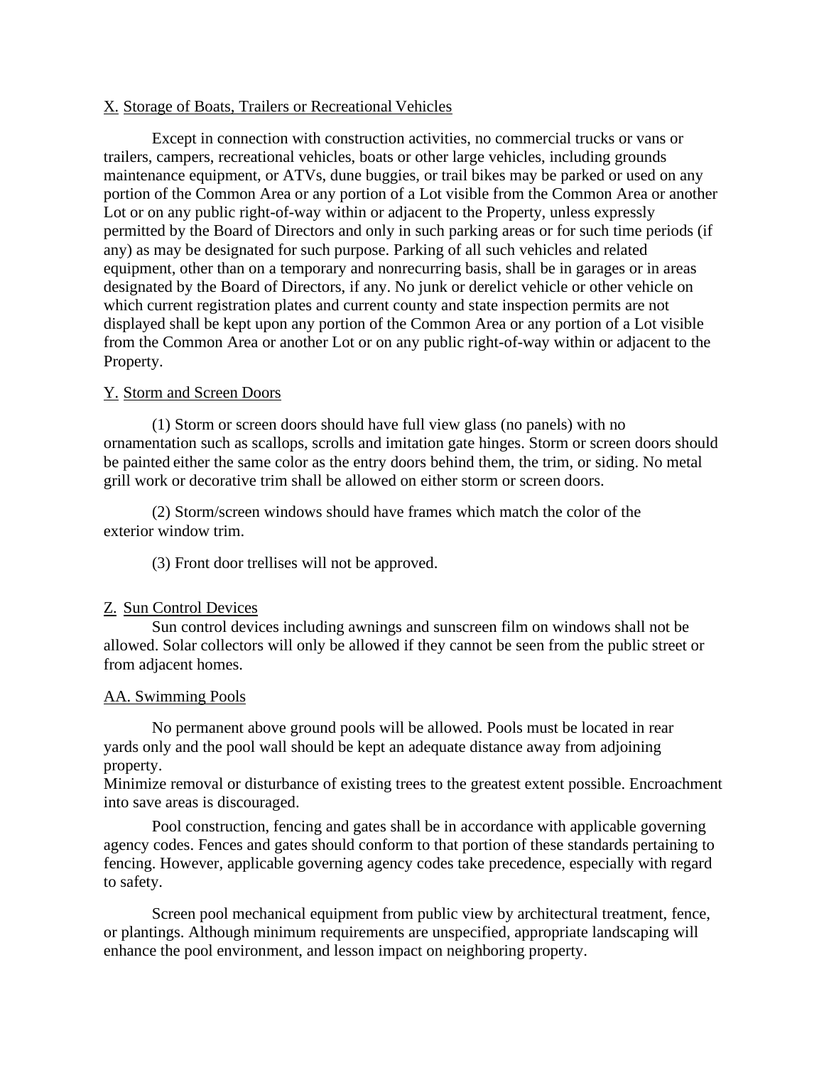X. Storage of Boats, Trailers or Recreational Vehicles

Except in connection with construction activities, no commercial trucks or vans or trailers, campers, recreational vehicles, boats or other large vehicles, including grounds maintenance equipment, or ATVs, dune buggies, or trail bikes may be parked or used on any portion of the Common Area or any portion of a Lot visible from the Common Area or another Lot or on any public right-of-way within or adjacent to the Property, unless expressly permitted by the Board of Directors and only in such parking areas or for such time periods (if any) as may be designated for such purpose. Parking of all such vehicles and related equipment, other than on a temporary and nonrecurring basis, shall be in garages or in areas designated by the Board of Directors, if any. No junk or derelict vehicle or other vehicle on which current registration plates and current county and state inspection permits are not displayed shall be kept upon any portion of the Common Area or any portion of a Lot visible from the Common Area or another Lot or on any public right-of-way within or adjacent to the Property.

Y. Storm and Screen Doors

(1) Storm or screen doors should have full view glass (no panels) with no ornamentation such as scallops, scrolls and imitation gate hinges. Storm or screen doors should be painted either the same color as the entry doors behind them, the trim, or siding. No metal grill work or decorative trim shall be allowed on either storm or screen doors.

(2) Storm/screen windows should have frames which match the color of the exterior window trim.

(3) Front door trellises will not be approved.

Z. Sun Control Devices

Sun control devices including awnings and sunscreen film on windows shall not be allowed. Solar collectors will only be allowed if they cannot be seen from the public street or from adjacent homes.

AA. Swimming Pools

No permanent above ground pools will be allowed. Pools must be located in rear yards only and the pool wall should be kept an adequate distance away from adjoining property.
Minimize removal or disturbance of existing trees to the greatest extent possible. Encroachment into save areas is discouraged.

Pool construction, fencing and gates shall be in accordance with applicable governing agency codes. Fences and gates should conform to that portion of these standards pertaining to fencing. However, applicable governing agency codes take precedence, especially with regard to safety.

Screen pool mechanical equipment from public view by architectural treatment, fence, or plantings. Although minimum requirements are unspecified, appropriate landscaping will enhance the pool environment, and lesson impact on neighboring property.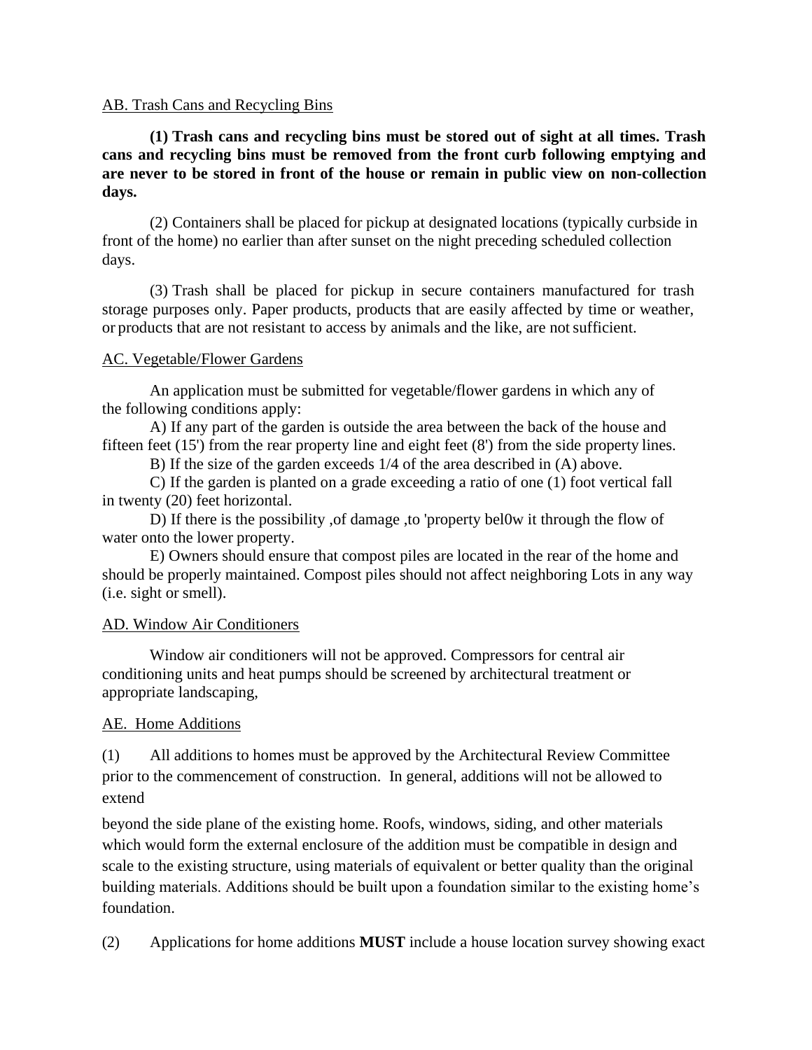AB. Trash Cans and Recycling Bins

**(1) Trash cans and recycling bins must be stored out of sight at all times. Trash cans and recycling bins must be removed from the front curb following emptying and are never to be stored in front of the house or remain in public view on non-collection days.**

(2) Containers shall be placed for pickup at designated locations (typically curbside in front of the home) no earlier than after sunset on the night preceding scheduled collection days.

(3) Trash shall be placed for pickup in secure containers manufactured for trash storage purposes only. Paper products, products that are easily affected by time or weather, or products that are not resistant to access by animals and the like, are not sufficient.

AC. Vegetable/Flower Gardens

An application must be submitted for vegetable/flower gardens in which any of the following conditions apply:

A) If any part of the garden is outside the area between the back of the house and fifteen feet (15') from the rear property line and eight feet (8') from the side property lines.

B) If the size of the garden exceeds 1/4 of the area described in (A) above.

C) If the garden is planted on a grade exceeding a ratio of one (1) foot vertical fall in twenty (20) feet horizontal.

D) If there is the possibility ,of damage ,to 'property bel0w it through the flow of water onto the lower property.

E) Owners should ensure that compost piles are located in the rear of the home and should be properly maintained. Compost piles should not affect neighboring Lots in any way (i.e. sight or smell).

AD. Window Air Conditioners

Window air conditioners will not be approved. Compressors for central air conditioning units and heat pumps should be screened by architectural treatment or appropriate landscaping,

AE. Home Additions

(1) All additions to homes must be approved by the Architectural Review Committee prior to the commencement of construction. In general, additions will not be allowed to extend beyond the side plane of the existing home. Roofs, windows, siding, and other materials which would form the external enclosure of the addition must be compatible in design and scale to the existing structure, using materials of equivalent or better quality than the original building materials. Additions should be built upon a foundation similar to the existing home's foundation.

(2) Applications for home additions **MUST** include a house location survey showing exact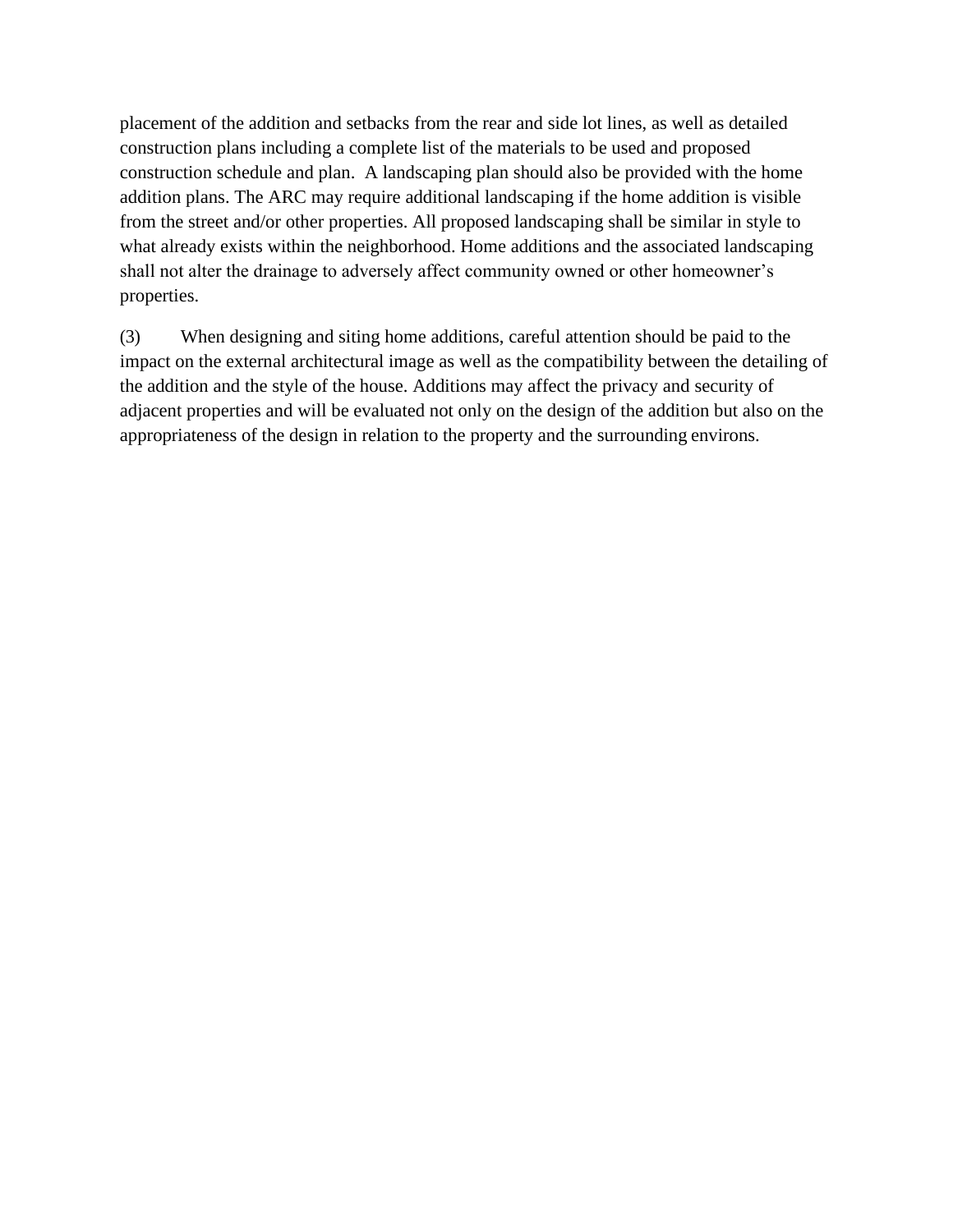placement of the addition and setbacks from the rear and side lot lines, as well as detailed construction plans including a complete list of the materials to be used and proposed construction schedule and plan.  A landscaping plan should also be provided with the home addition plans. The ARC may require additional landscaping if the home addition is visible from the street and/or other properties. All proposed landscaping shall be similar in style to what already exists within the neighborhood. Home additions and the associated landscaping shall not alter the drainage to adversely affect community owned or other homeowner's properties.

(3) When designing and siting home additions, careful attention should be paid to the impact on the external architectural image as well as the compatibility between the detailing of the addition and the style of the house. Additions may affect the privacy and security of adjacent properties and will be evaluated not only on the design of the addition but also on the appropriateness of the design in relation to the property and the surrounding environs.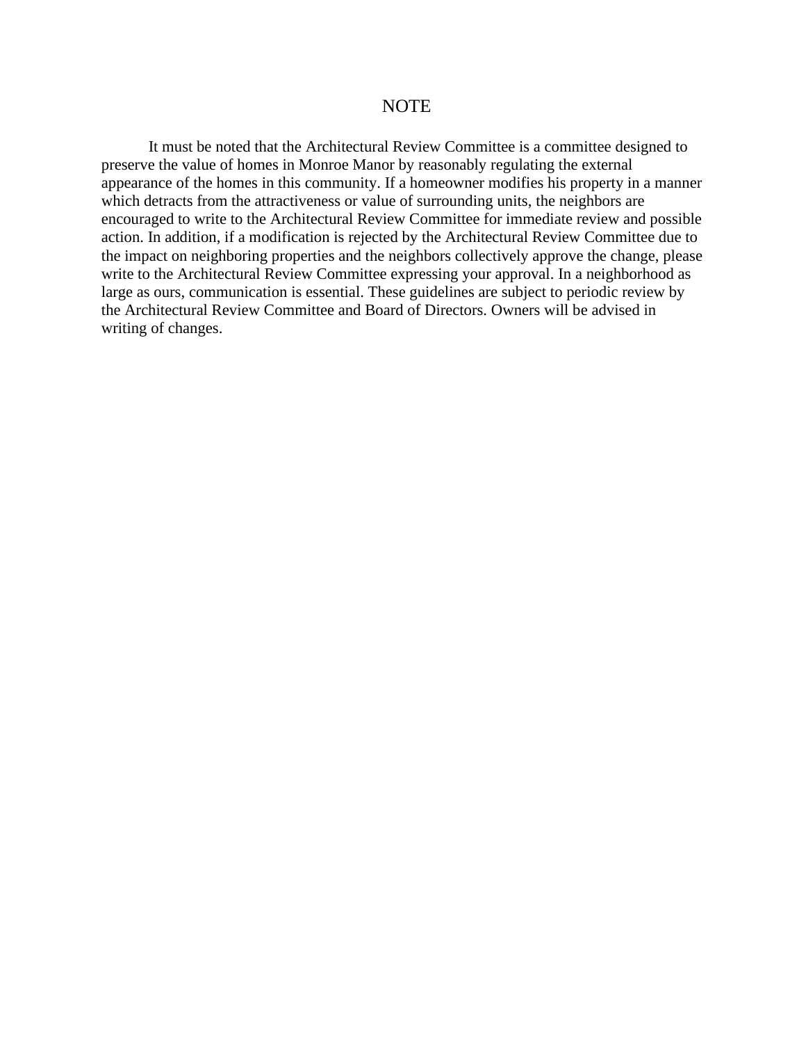# NOTE

It must be noted that the Architectural Review Committee is a committee designed to preserve the value of homes in Monroe Manor by reasonably regulating the external appearance of the homes in this community. If a homeowner modifies his property in a manner which detracts from the attractiveness or value of surrounding units, the neighbors are encouraged to write to the Architectural Review Committee for immediate review and possible action. In addition, if a modification is rejected by the Architectural Review Committee due to the impact on neighboring properties and the neighbors collectively approve the change, please write to the Architectural Review Committee expressing your approval. In a neighborhood as large as ours, communication is essential. These guidelines are subject to periodic review by the Architectural Review Committee and Board of Directors. Owners will be advised in writing of changes.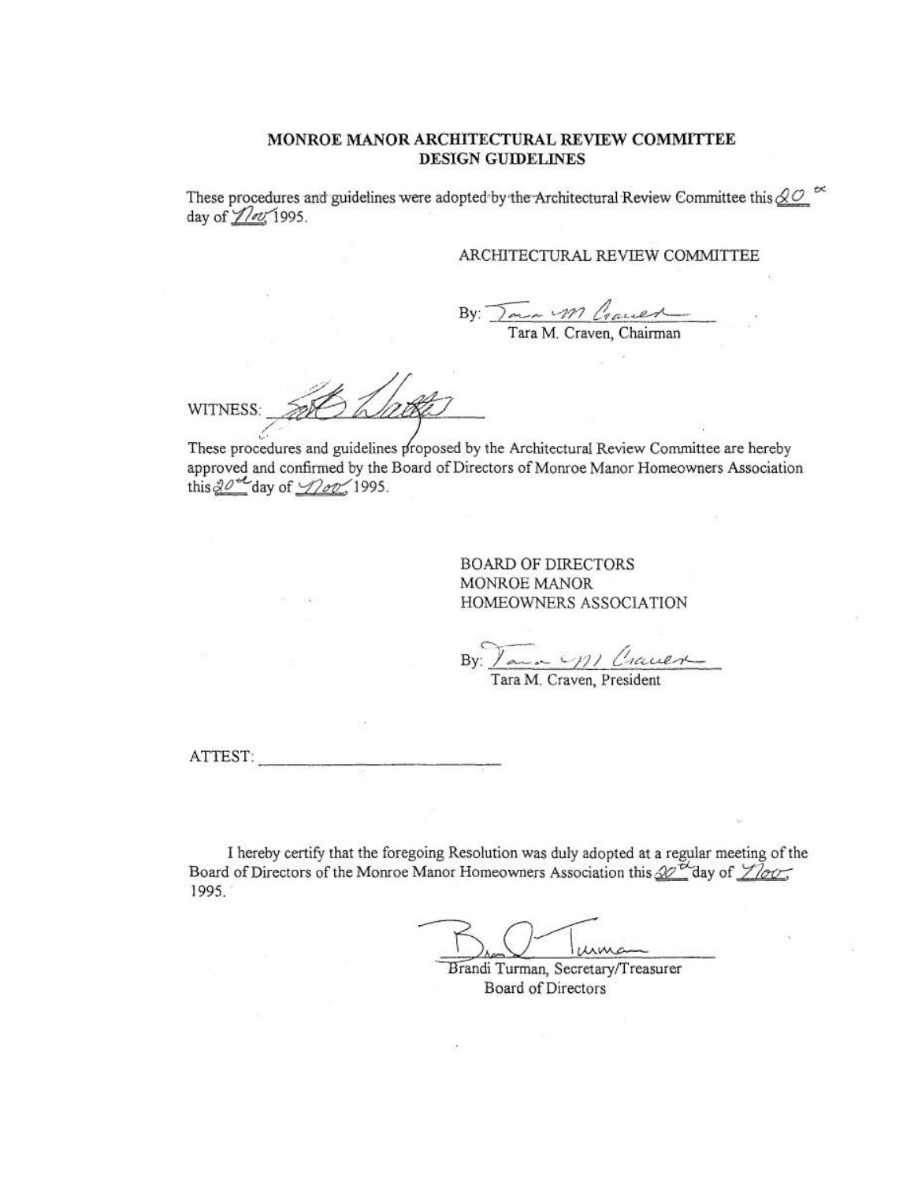**MONROE MANOR ARCHITECTURAL REVIEW COMMITTEE**
**DESIGN GUIDELINES**

These procedures and guidelines were adopted by the Architectural Review Committee this 20th day of Nov 1995.

ARCHITECTURAL REVIEW COMMITTEE

By: ______________________
Tara M. Craven, Chairman

WITNESS: ______________________

These procedures and guidelines proposed by the Architectural Review Committee are hereby approved and confirmed by the Board of Directors of Monroe Manor Homeowners Association this 20th day of Nov 1995.

BOARD OF DIRECTORS
MONROE MANOR
HOMEOWNERS ASSOCIATION

By: ______________________
Tara M. Craven, President

ATTEST: ______________________

I hereby certify that the foregoing Resolution was duly adopted at a regular meeting of the Board of Directors of the Monroe Manor Homeowners Association this 20th day of Nov 1995.

______________________
Brandi Turman, Secretary/Treasurer
Board of Directors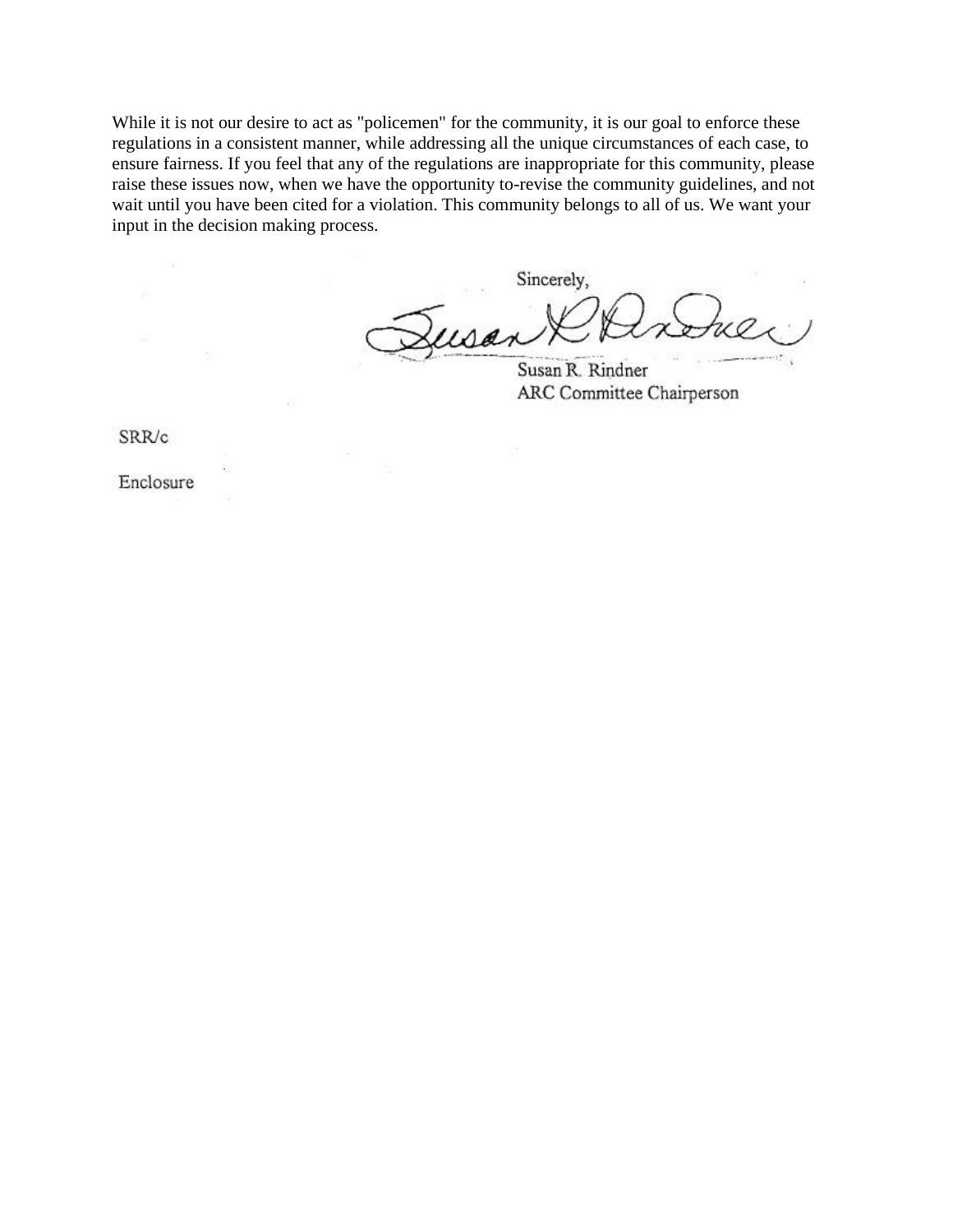While it is not our desire to act as "policemen" for the community, it is our goal to enforce these regulations in a consistent manner, while addressing all the unique circumstances of each case, to ensure fairness. If you feel that any of the regulations are inappropriate for this community, please raise these issues now, when we have the opportunity to-revise the community guidelines, and not wait until you have been cited for a violation. This community belongs to all of us. We want your input in the decision making process.

Sincerely,

Susan R. Rindner
ARC Committee Chairperson

SRR/c

Enclosure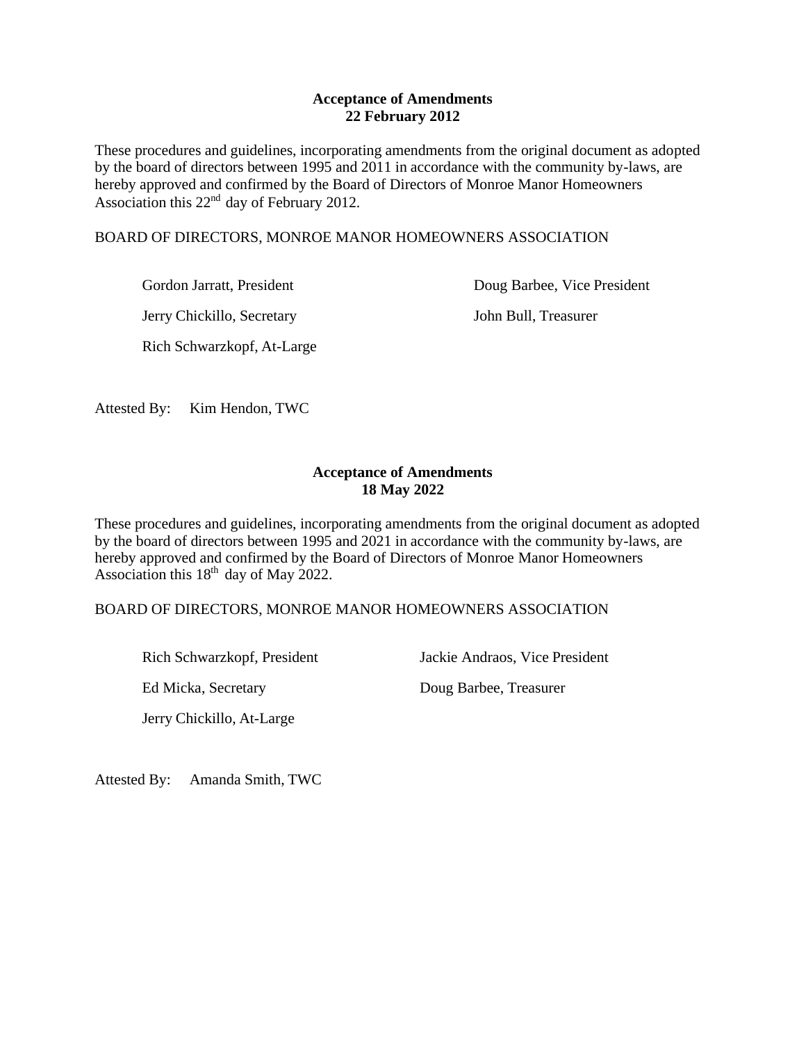**Acceptance of Amendments**
**22 February 2012**

These procedures and guidelines, incorporating amendments from the original document as adopted by the board of directors between 1995 and 2011 in accordance with the community by-laws, are hereby approved and confirmed by the Board of Directors of Monroe Manor Homeowners Association this 22nd day of February 2012.

BOARD OF DIRECTORS, MONROE MANOR HOMEOWNERS ASSOCIATION

Gordon Jarratt, President

Doug Barbee, Vice President

Jerry Chickillo, Secretary

John Bull, Treasurer

Rich Schwarzkopf, At-Large

Attested By: Kim Hendon, TWC

**Acceptance of Amendments**
**18 May 2022**

These procedures and guidelines, incorporating amendments from the original document as adopted by the board of directors between 1995 and 2021 in accordance with the community by-laws, are hereby approved and confirmed by the Board of Directors of Monroe Manor Homeowners Association this 18th day of May 2022.

BOARD OF DIRECTORS, MONROE MANOR HOMEOWNERS ASSOCIATION

Rich Schwarzkopf, President

Jackie Andraos, Vice President

Ed Micka, Secretary

Doug Barbee, Treasurer

Jerry Chickillo, At-Large

Attested By: Amanda Smith, TWC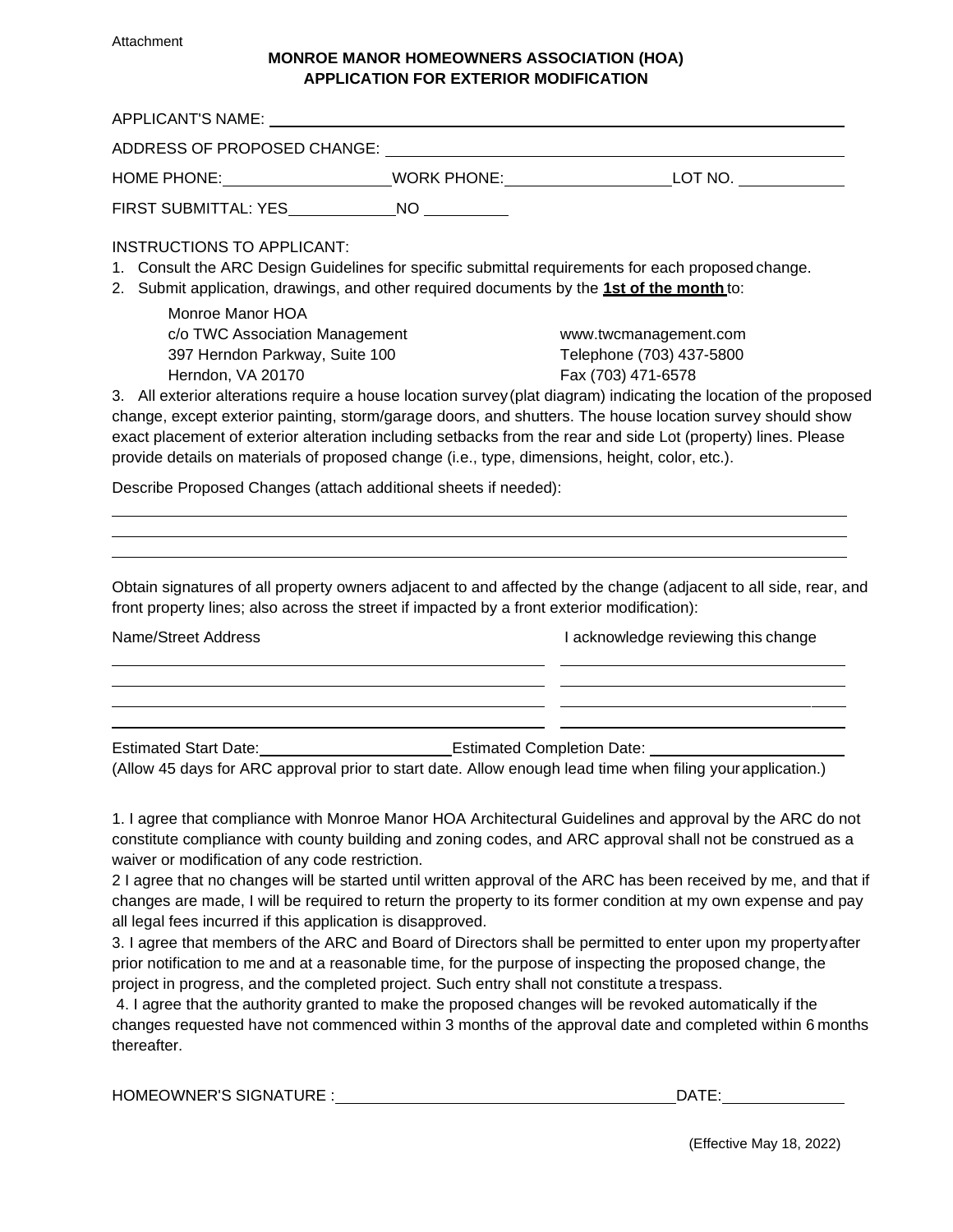Attachment

**MONROE MANOR HOMEOWNERS ASSOCIATION (HOA)**
**APPLICATION FOR EXTERIOR MODIFICATION**

APPLICANT'S NAME: ______________________________________________

ADDRESS OF PROPOSED CHANGE: ______________________________________

HOME PHONE: __________________ WORK PHONE: __________________ LOT NO. ____________

FIRST SUBMITTAL: YES ____________ NO __________

INSTRUCTIONS TO APPLICANT:

1. Consult the ARC Design Guidelines for specific submittal requirements for each proposed change.
2. Submit application, drawings, and other required documents by the **<u>1st of the month</u>** to:

   Monroe Manor HOA
   c/o TWC Association Management
   397 Herndon Parkway, Suite 100
   Herndon, VA 20170

   www.twcmanagement.com
   Telephone (703) 437-5800
   Fax (703) 471-6578

3. All exterior alterations require a house location survey (plat diagram) indicating the location of the proposed change, except exterior painting, storm/garage doors, and shutters. The house location survey should show exact placement of exterior alteration including setbacks from the rear and side Lot (property) lines. Please provide details on materials of proposed change (i.e., type, dimensions, height, color, etc.).

Describe Proposed Changes (attach additional sheets if needed):

______________________________________________________________________

______________________________________________________________________

______________________________________________________________________

Obtain signatures of all property owners adjacent to and affected by the change (adjacent to all side, rear, and front property lines; also across the street if impacted by a front exterior modification):

| Name/Street Address | I acknowledge reviewing this change |
| --- | --- |
| | |
| | |
| | |
| | |

Estimated Start Date: ____________________ Estimated Completion Date: ____________________

(Allow 45 days for ARC approval prior to start date. Allow enough lead time when filing your application.)

1. I agree that compliance with Monroe Manor HOA Architectural Guidelines and approval by the ARC do not constitute compliance with county building and zoning codes, and ARC approval shall not be construed as a waiver or modification of any code restriction.

2 I agree that no changes will be started until written approval of the ARC has been received by me, and that if changes are made, I will be required to return the property to its former condition at my own expense and pay all legal fees incurred if this application is disapproved.

3. I agree that members of the ARC and Board of Directors shall be permitted to enter upon my property after prior notification to me and at a reasonable time, for the purpose of inspecting the proposed change, the project in progress, and the completed project. Such entry shall not constitute a trespass.

4. I agree that the authority granted to make the proposed changes will be revoked automatically if the changes requested have not commenced within 3 months of the approval date and completed within 6 months thereafter.

HOMEOWNER'S SIGNATURE : ________________________________ DATE: ______________

(Effective May 18, 2022)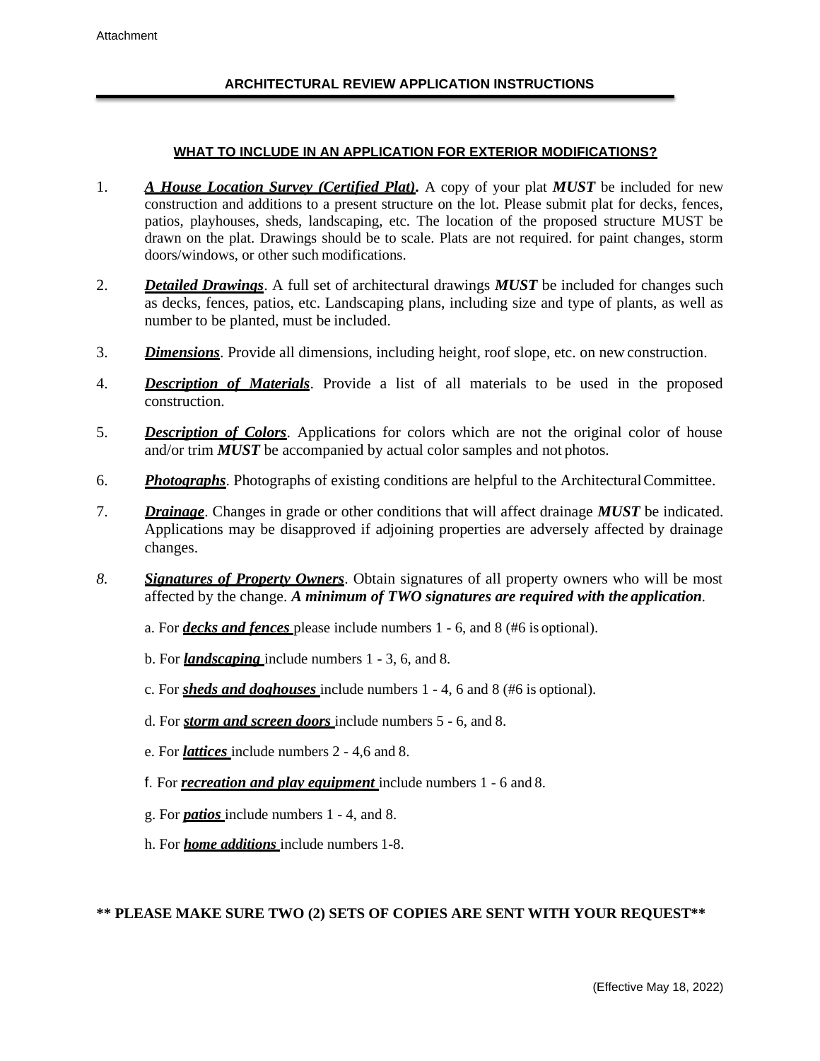Attachment

## ARCHITECTURAL REVIEW APPLICATION INSTRUCTIONS

### WHAT TO INCLUDE IN AN APPLICATION FOR EXTERIOR MODIFICATIONS?

1. ***A House Location Survey (Certified Plat).*** A copy of your plat ***MUST*** be included for new construction and additions to a present structure on the lot. Please submit plat for decks, fences, patios, playhouses, sheds, landscaping, etc. The location of the proposed structure MUST be drawn on the plat. Drawings should be to scale. Plats are not required. for paint changes, storm doors/windows, or other such modifications.

2. ***Detailed Drawings***. A full set of architectural drawings ***MUST*** be included for changes such as decks, fences, patios, etc. Landscaping plans, including size and type of plants, as well as number to be planted, must be included.

3. ***Dimensions***. Provide all dimensions, including height, roof slope, etc. on new construction.

4. ***Description of Materials***. Provide a list of all materials to be used in the proposed construction.

5. ***Description of Colors***. Applications for colors which are not the original color of house and/or trim ***MUST*** be accompanied by actual color samples and not photos.

6. ***Photographs***. Photographs of existing conditions are helpful to the Architectural Committee.

7. ***Drainage***. Changes in grade or other conditions that will affect drainage ***MUST*** be indicated. Applications may be disapproved if adjoining properties are adversely affected by drainage changes.

8. ***Signatures of Property Owners***. Obtain signatures of all property owners who will be most affected by the change. ***A minimum of TWO signatures are required with the application***.

   a. For ***decks and fences*** please include numbers 1 - 6, and 8 (#6 is optional).

   b. For ***landscaping*** include numbers 1 - 3, 6, and 8.

   c. For ***sheds and doghouses*** include numbers 1 - 4, 6 and 8 (#6 is optional).

   d. For ***storm and screen doors*** include numbers 5 - 6, and 8.

   e. For ***lattices*** include numbers 2 - 4,6 and 8.

   f. For ***recreation and play equipment*** include numbers 1 - 6 and 8.

   g. For ***patios*** include numbers 1 - 4, and 8.

   h. For ***home additions*** include numbers 1-8.

**\*\* PLEASE MAKE SURE TWO (2) SETS OF COPIES ARE SENT WITH YOUR REQUEST\*\***

(Effective May 18, 2022)